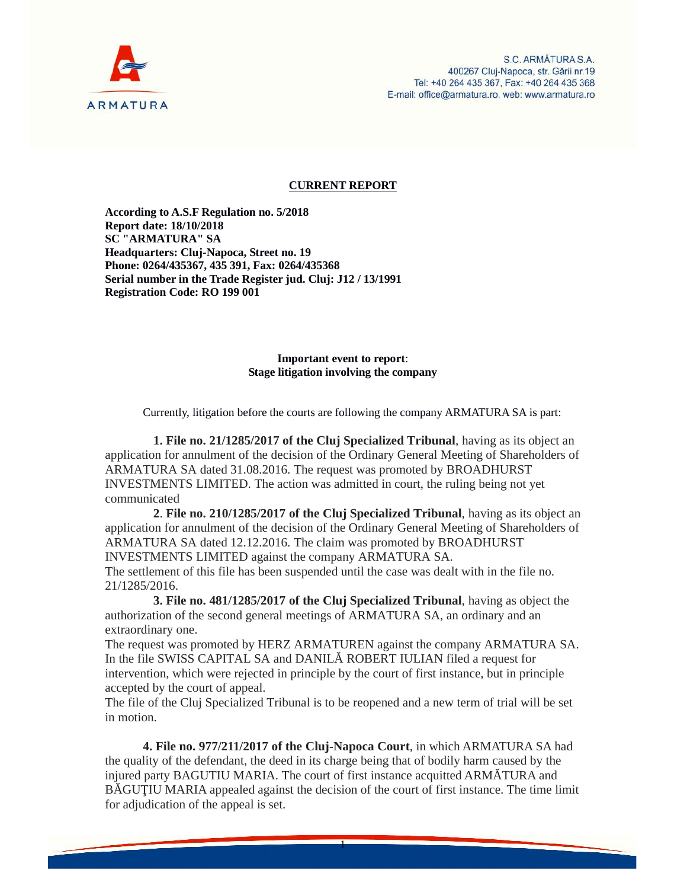S.C. ARMĂTURA S.A.
400267 Cluj-Napoca, str. Gării nr.19
Tel: +40 264 435 367, Fax: +40 264 435 368
E-mail: office@armatura.ro, web: www.armatura.ro

# CURRENT REPORT

**According to A.S.F Regulation no. 5/2018**
**Report date: 18/10/2018**
**SC "ARMATURA" SA**
**Headquarters: Cluj-Napoca, Street no. 19**
**Phone: 0264/435367, 435 391, Fax: 0264/435368**
**Serial number in the Trade Register jud. Cluj: J12 / 13/1991**
**Registration Code: RO 199 001**

**Important event to report**:
**Stage litigation involving the company**

Currently, litigation before the courts are following the company ARMATURA SA is part:

**1. File no. 21/1285/2017 of the Cluj Specialized Tribunal**, having as its object an application for annulment of the decision of the Ordinary General Meeting of Shareholders of ARMATURA SA dated 31.08.2016. The request was promoted by BROADHURST INVESTMENTS LIMITED. The action was admitted in court, the ruling being not yet communicated

**2**. **File no. 210/1285/2017 of the Cluj Specialized Tribunal**, having as its object an application for annulment of the decision of the Ordinary General Meeting of Shareholders of ARMATURA SA dated 12.12.2016. The claim was promoted by BROADHURST INVESTMENTS LIMITED against the company ARMATURA SA.
The settlement of this file has been suspended until the case was dealt with in the file no. 21/1285/2016.

**3. File no. 481/1285/2017 of the Cluj Specialized Tribunal**, having as object the authorization of the second general meetings of ARMATURA SA, an ordinary and an extraordinary one.
The request was promoted by HERZ ARMATUREN against the company ARMATURA SA. In the file SWISS CAPITAL SA and DANILĂ ROBERT IULIAN filed a request for intervention, which were rejected in principle by the court of first instance, but in principle accepted by the court of appeal.
The file of the Cluj Specialized Tribunal is to be reopened and a new term of trial will be set in motion.

**4. File no. 977/211/2017 of the Cluj-Napoca Court**, in which ARMATURA SA had the quality of the defendant, the deed in its charge being that of bodily harm caused by the injured party BAGUTIU MARIA. The court of first instance acquitted ARMĂTURA and BĂGUŢIU MARIA appealed against the decision of the court of first instance. The time limit for adjudication of the appeal is set.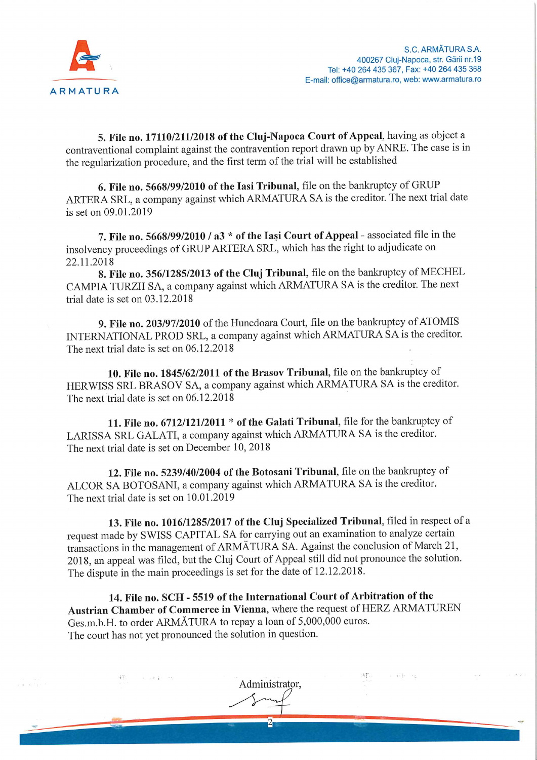S.C. ARMĂTURA S.A.
400267 Cluj-Napoca, str. Gării nr.19
Tel: +40 264 435 367, Fax: +40 264 435 368
E-mail: office@armatura.ro, web: www.armatura.ro

**5. File no. 17110/211/2018 of the Cluj-Napoca Court of Appeal**, having as object a contraventional complaint against the contravention report drawn up by ANRE. The case is in the regularization procedure, and the first term of the trial will be established

**6. File no. 5668/99/2010 of the Iasi Tribunal**, file on the bankruptcy of GRUP ARTERA SRL, a company against which ARMATURA SA is the creditor. The next trial date is set on 09.01.2019

**7. File no. 5668/99/2010 / a3 * of the Iaşi Court of Appeal** - associated file in the insolvency proceedings of GRUP ARTERA SRL, which has the right to adjudicate on 22.11.2018

**8. File no. 356/1285/2013 of the Cluj Tribunal**, file on the bankruptcy of MECHEL CAMPIA TURZII SA, a company against which ARMATURA SA is the creditor. The next trial date is set on 03.12.2018

**9. File no. 203/97/2010** of the Hunedoara Court, file on the bankruptcy of ATOMIS INTERNATIONAL PROD SRL, a company against which ARMATURA SA is the creditor. The next trial date is set on 06.12.2018

**10. File no. 1845/62/2011 of the Brasov Tribunal**, file on the bankruptcy of HERWISS SRL BRASOV SA, a company against which ARMATURA SA is the creditor. The next trial date is set on 06.12.2018

**11. File no. 6712/121/2011 * of the Galati Tribunal**, file for the bankruptcy of LARISSA SRL GALATI, a company against which ARMATURA SA is the creditor. The next trial date is set on December 10, 2018

**12. File no. 5239/40/2004 of the Botosani Tribunal**, file on the bankruptcy of ALCOR SA BOTOSANI, a company against which ARMATURA SA is the creditor. The next trial date is set on 10.01.2019

**13. File no. 1016/1285/2017 of the Cluj Specialized Tribunal**, filed in respect of a request made by SWISS CAPITAL SA for carrying out an examination to analyze certain transactions in the management of ARMĂTURA SA. Against the conclusion of March 21, 2018, an appeal was filed, but the Cluj Court of Appeal still did not pronounce the solution. The dispute in the main proceedings is set for the date of 12.12.2018.

**14. File no. SCH - 5519 of the International Court of Arbitration of the Austrian Chamber of Commerce in Vienna**, where the request of HERZ ARMATUREN Ges.m.b.H. to order ARMĂTURA to repay a loan of 5,000,000 euros. The court has not yet pronounced the solution in question.

Administrator,